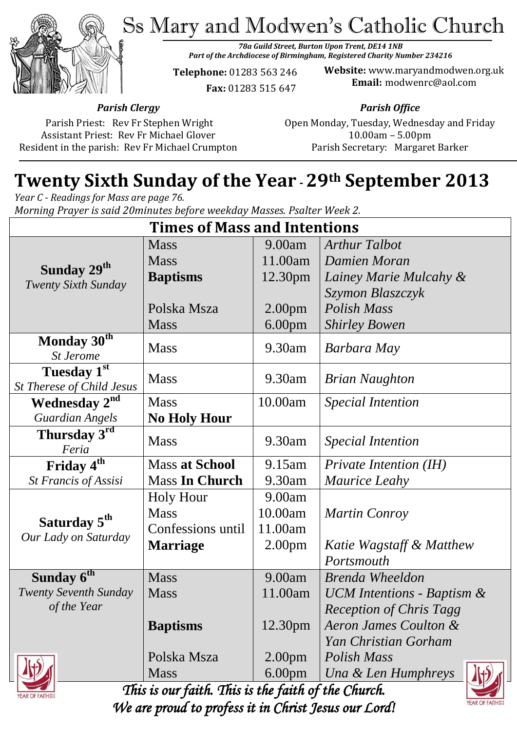# Ss Mary and Modwen's Catholic Church

*78a Guild Street, Burton Upon Trent, DE14 1NB*
*Part of the Archdiocese of Birmingham, Registered Charity Number 234216*

**Telephone:** 01283 563 246
**Fax:** 01283 515 647

**Website:** www.maryandmodwen.org.uk
**Email:** modwenrc@aol.com

*Parish Clergy*

Parish Priest: Rev Fr Stephen Wright
Assistant Priest: Rev Fr Michael Glover
Resident in the parish: Rev Fr Michael Crumpton

*Parish Office*

Open Monday, Tuesday, Wednesday and Friday
10.00am – 5.00pm
Parish Secretary: Margaret Barker

## Twenty Sixth Sunday of the Year - 29th September 2013

*Year C - Readings for Mass are page 76.*
*Morning Prayer is said 20minutes before weekday Masses. Psalter Week 2.*

| Times of Mass and Intentions | | | |
|---|---|---|---|
| **Sunday 29th** *Twenty Sixth Sunday* | Mass | 9.00am | *Arthur Talbot* |
| | Mass | 11.00am | *Damien Moran* |
| | **Baptisms** | 12.30pm | *Lainey Marie Mulcahy & Szymon Blaszczyk* |
| | Polska Msza | 2.00pm | *Polish Mass* |
| | Mass | 6.00pm | *Shirley Bowen* |
| **Monday 30th** *St Jerome* | Mass | 9.30am | *Barbara May* |
| **Tuesday 1st** *St Therese of Child Jesus* | Mass | 9.30am | *Brian Naughton* |
| **Wednesday 2nd** *Guardian Angels* | Mass | 10.00am | *Special Intention* |
| | **No Holy Hour** | | |
| **Thursday 3rd** *Feria* | Mass | 9.30am | *Special Intention* |
| **Friday 4th** *St Francis of Assisi* | Mass **at School** | 9.15am | *Private Intention (IH)* |
| | Mass **In Church** | 9.30am | *Maurice Leahy* |
| **Saturday 5th** *Our Lady on Saturday* | Holy Hour | 9.00am | |
| | Mass | 10.00am | *Martin Conroy* |
| | Confessions until | 11.00am | |
| | **Marriage** | 2.00pm | *Katie Wagstaff & Matthew Portsmouth* |
| **Sunday 6th** *Twenty Seventh Sunday of the Year* | Mass | 9.00am | *Brenda Wheeldon* |
| | Mass | 11.00am | *UCM Intentions - Baptism & Reception of Chris Tagg* |
| | **Baptisms** | 12.30pm | *Aeron James Coulton & Yan Christian Gorham* |
| | Polska Msza | 2.00pm | *Polish Mass* |
| | Mass | 6.00pm | *Una & Len Humphreys* |

*This is our faith. This is the faith of the Church.*
*We are proud to profess it in Christ Jesus our Lord!*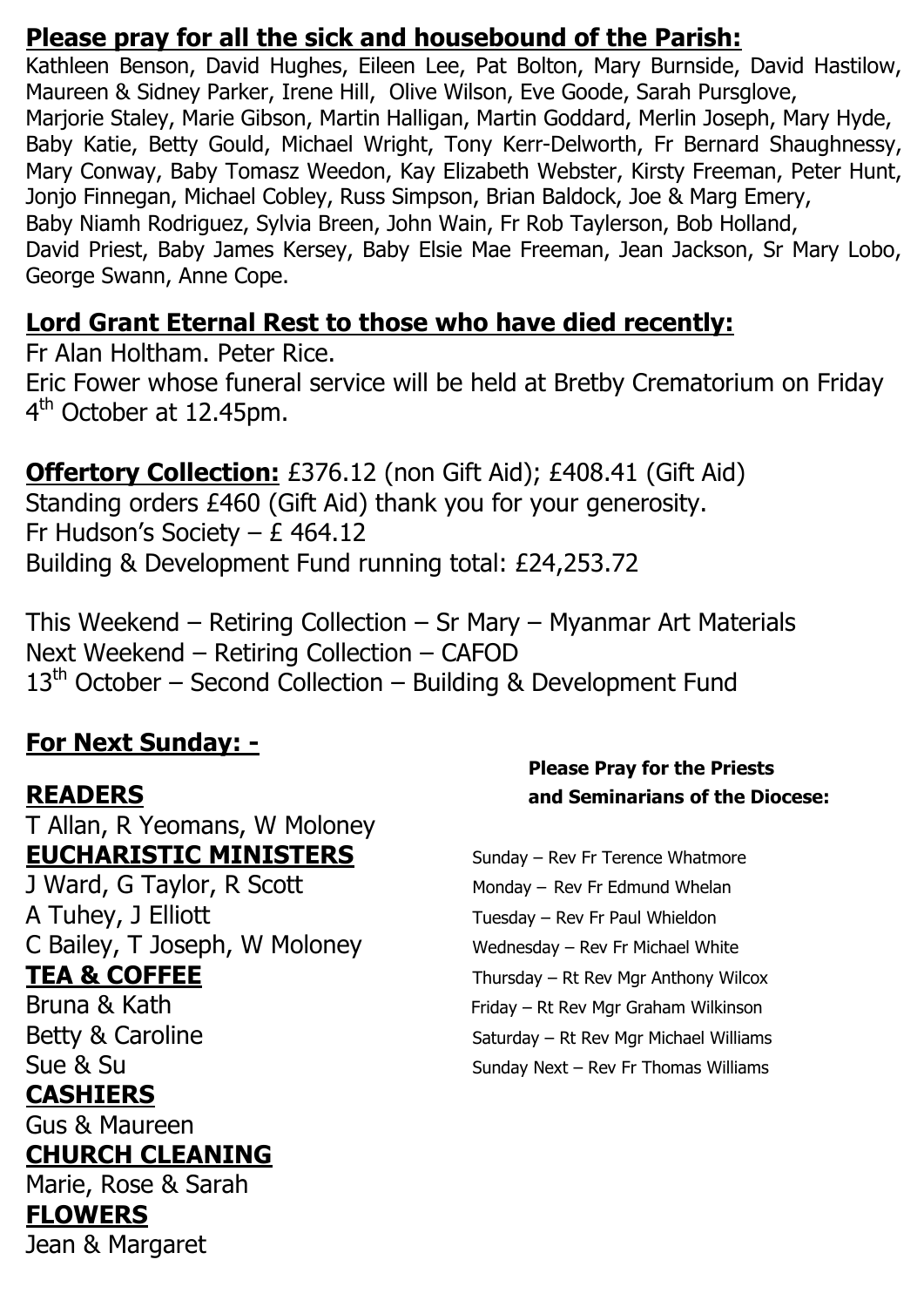## Please pray for all the sick and housebound of the Parish:

Kathleen Benson, David Hughes, Eileen Lee, Pat Bolton, Mary Burnside, David Hastilow, Maureen & Sidney Parker, Irene Hill, Olive Wilson, Eve Goode, Sarah Pursglove, Marjorie Staley, Marie Gibson, Martin Halligan, Martin Goddard, Merlin Joseph, Mary Hyde, Baby Katie, Betty Gould, Michael Wright, Tony Kerr-Delworth, Fr Bernard Shaughnessy, Mary Conway, Baby Tomasz Weedon, Kay Elizabeth Webster, Kirsty Freeman, Peter Hunt, Jonjo Finnegan, Michael Cobley, Russ Simpson, Brian Baldock, Joe & Marg Emery, Baby Niamh Rodriguez, Sylvia Breen, John Wain, Fr Rob Taylerson, Bob Holland, David Priest, Baby James Kersey, Baby Elsie Mae Freeman, Jean Jackson, Sr Mary Lobo, George Swann, Anne Cope.

## Lord Grant Eternal Rest to those who have died recently:

Fr Alan Holtham. Peter Rice.
Eric Fower whose funeral service will be held at Bretby Crematorium on Friday 4th October at 12.45pm.

**Offertory Collection:** £376.12 (non Gift Aid); £408.41 (Gift Aid)
Standing orders £460 (Gift Aid) thank you for your generosity.
Fr Hudson's Society – £ 464.12
Building & Development Fund running total: £24,253.72

This Weekend – Retiring Collection – Sr Mary – Myanmar Art Materials
Next Weekend – Retiring Collection – CAFOD
13th October – Second Collection – Building & Development Fund

## For Next Sunday: -

**READERS**
T Allan, R Yeomans, W Moloney

**EUCHARISTIC MINISTERS**
J Ward, G Taylor, R Scott
A Tuhey, J Elliott
C Bailey, T Joseph, W Moloney

**TEA & COFFEE**
Bruna & Kath
Betty & Caroline
Sue & Su

**CASHIERS**
Gus & Maureen

**CHURCH CLEANING**
Marie, Rose & Sarah

**FLOWERS**
Jean & Margaret

**Please Pray for the Priests and Seminarians of the Diocese:**

Sunday – Rev Fr Terence Whatmore
Monday – Rev Fr Edmund Whelan
Tuesday – Rev Fr Paul Whieldon
Wednesday – Rev Fr Michael White
Thursday – Rt Rev Mgr Anthony Wilcox
Friday – Rt Rev Mgr Graham Wilkinson
Saturday – Rt Rev Mgr Michael Williams
Sunday Next – Rev Fr Thomas Williams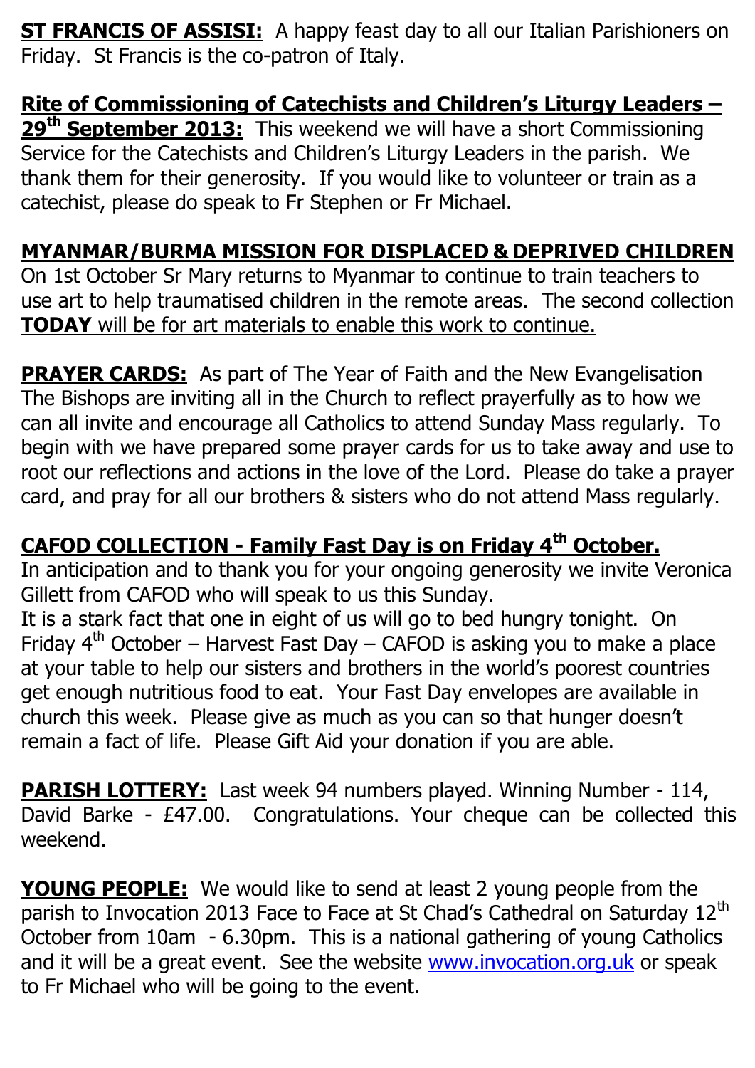**ST FRANCIS OF ASSISI:** A happy feast day to all our Italian Parishioners on Friday. St Francis is the co-patron of Italy.

**Rite of Commissioning of Catechists and Children's Liturgy Leaders – 29th September 2013:** This weekend we will have a short Commissioning Service for the Catechists and Children's Liturgy Leaders in the parish. We thank them for their generosity. If you would like to volunteer or train as a catechist, please do speak to Fr Stephen or Fr Michael.

**MYANMAR/BURMA MISSION FOR DISPLACED & DEPRIVED CHILDREN**
On 1st October Sr Mary returns to Myanmar to continue to train teachers to use art to help traumatised children in the remote areas. The second collection **TODAY** will be for art materials to enable this work to continue.

**PRAYER CARDS:** As part of The Year of Faith and the New Evangelisation The Bishops are inviting all in the Church to reflect prayerfully as to how we can all invite and encourage all Catholics to attend Sunday Mass regularly. To begin with we have prepared some prayer cards for us to take away and use to root our reflections and actions in the love of the Lord. Please do take a prayer card, and pray for all our brothers & sisters who do not attend Mass regularly.

**CAFOD COLLECTION - Family Fast Day is on Friday 4th October.**
In anticipation and to thank you for your ongoing generosity we invite Veronica Gillett from CAFOD who will speak to us this Sunday.
It is a stark fact that one in eight of us will go to bed hungry tonight. On Friday 4th October – Harvest Fast Day – CAFOD is asking you to make a place at your table to help our sisters and brothers in the world's poorest countries get enough nutritious food to eat. Your Fast Day envelopes are available in church this week. Please give as much as you can so that hunger doesn't remain a fact of life. Please Gift Aid your donation if you are able.

**PARISH LOTTERY:** Last week 94 numbers played. Winning Number - 114, David Barke - £47.00. Congratulations. Your cheque can be collected this weekend.

**YOUNG PEOPLE:** We would like to send at least 2 young people from the parish to Invocation 2013 Face to Face at St Chad's Cathedral on Saturday 12th October from 10am - 6.30pm. This is a national gathering of young Catholics and it will be a great event. See the website www.invocation.org.uk or speak to Fr Michael who will be going to the event.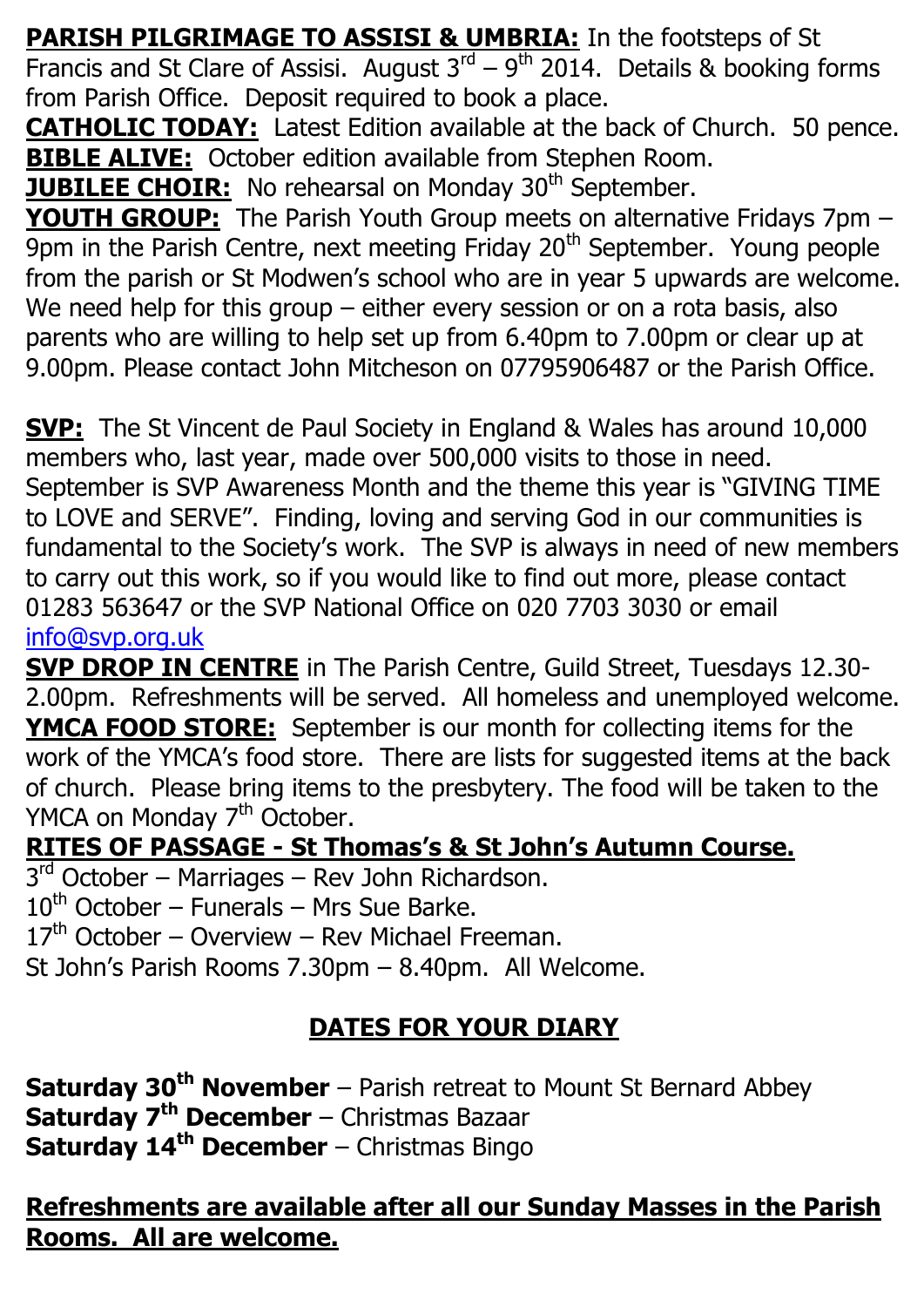**PARISH PILGRIMAGE TO ASSISI & UMBRIA:** In the footsteps of St Francis and St Clare of Assisi. August 3rd – 9th 2014. Details & booking forms from Parish Office. Deposit required to book a place.

**CATHOLIC TODAY:** Latest Edition available at the back of Church. 50 pence.

**BIBLE ALIVE:** October edition available from Stephen Room.

**JUBILEE CHOIR:** No rehearsal on Monday 30th September.

**YOUTH GROUP:** The Parish Youth Group meets on alternative Fridays 7pm – 9pm in the Parish Centre, next meeting Friday 20th September. Young people from the parish or St Modwen's school who are in year 5 upwards are welcome. We need help for this group – either every session or on a rota basis, also parents who are willing to help set up from 6.40pm to 7.00pm or clear up at 9.00pm. Please contact John Mitcheson on 07795906487 or the Parish Office.

**SVP:** The St Vincent de Paul Society in England & Wales has around 10,000 members who, last year, made over 500,000 visits to those in need. September is SVP Awareness Month and the theme this year is "GIVING TIME to LOVE and SERVE". Finding, loving and serving God in our communities is fundamental to the Society's work. The SVP is always in need of new members to carry out this work, so if you would like to find out more, please contact 01283 563647 or the SVP National Office on 020 7703 3030 or email info@svp.org.uk

**SVP DROP IN CENTRE** in The Parish Centre, Guild Street, Tuesdays 12.30-2.00pm. Refreshments will be served. All homeless and unemployed welcome.

**YMCA FOOD STORE:** September is our month for collecting items for the work of the YMCA's food store. There are lists for suggested items at the back of church. Please bring items to the presbytery. The food will be taken to the YMCA on Monday 7th October.

**RITES OF PASSAGE - St Thomas's & St John's Autumn Course.**

3rd October – Marriages – Rev John Richardson.
10th October – Funerals – Mrs Sue Barke.
17th October – Overview – Rev Michael Freeman.
St John's Parish Rooms 7.30pm – 8.40pm. All Welcome.

## DATES FOR YOUR DIARY

**Saturday 30th November** – Parish retreat to Mount St Bernard Abbey
**Saturday 7th December** – Christmas Bazaar
**Saturday 14th December** – Christmas Bingo

**Refreshments are available after all our Sunday Masses in the Parish Rooms. All are welcome.**